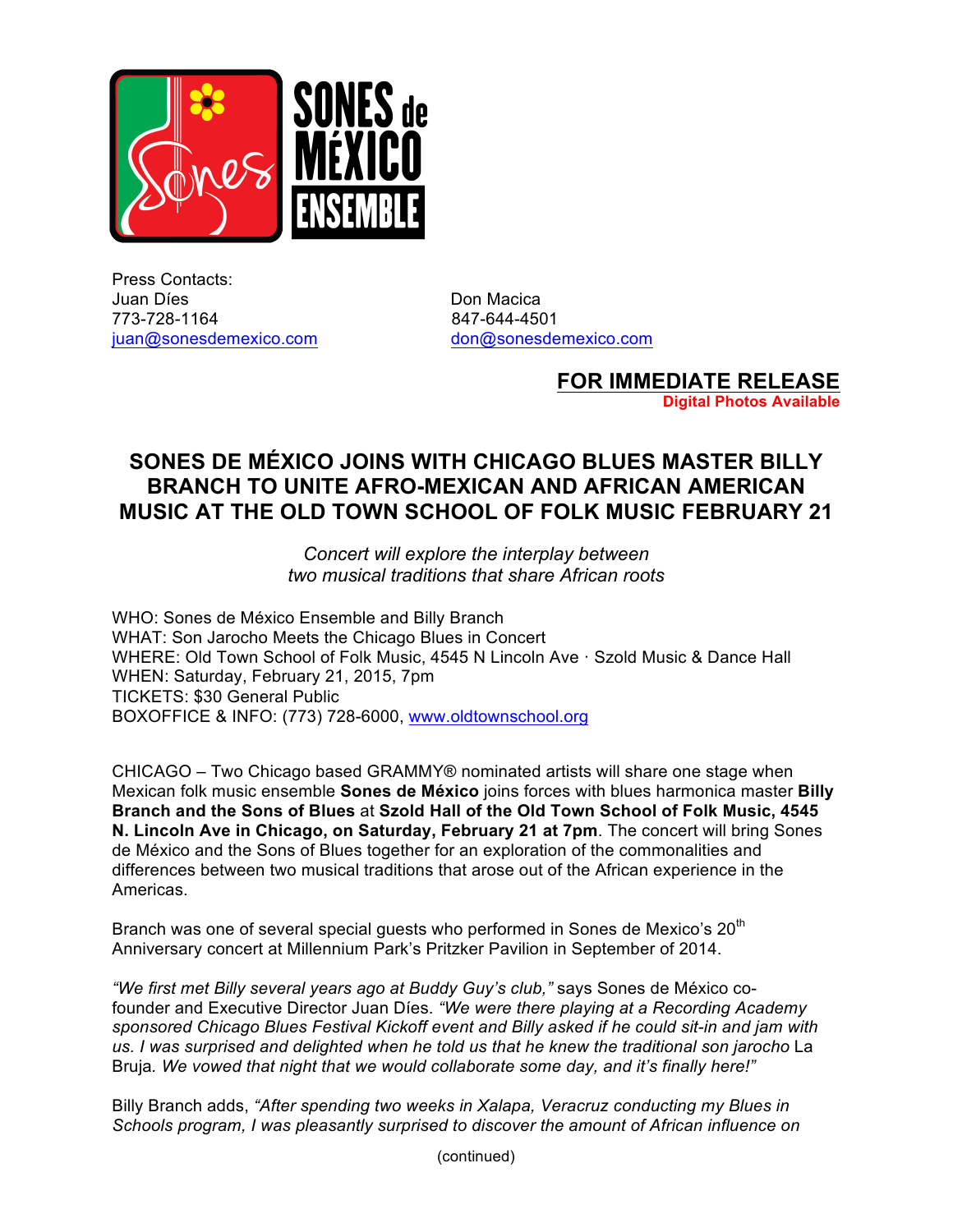Press Contacts:
Juan Díes
773-728-1164
juan@sonesdemexico.com

Don Macica
847-644-4501
don@sonesdemexico.com

**FOR IMMEDIATE RELEASE**
**Digital Photos Available**

# SONES DE MÉXICO JOINS WITH CHICAGO BLUES MASTER BILLY BRANCH TO UNITE AFRO-MEXICAN AND AFRICAN AMERICAN MUSIC AT THE OLD TOWN SCHOOL OF FOLK MUSIC FEBRUARY 21

*Concert will explore the interplay between two musical traditions that share African roots*

WHO: Sones de México Ensemble and Billy Branch
WHAT: Son Jarocho Meets the Chicago Blues in Concert
WHERE: Old Town School of Folk Music, 4545 N Lincoln Ave · Szold Music & Dance Hall
WHEN: Saturday, February 21, 2015, 7pm
TICKETS: $30 General Public
BOXOFFICE & INFO: (773) 728-6000, www.oldtownschool.org

CHICAGO – Two Chicago based GRAMMY® nominated artists will share one stage when Mexican folk music ensemble **Sones de México** joins forces with blues harmonica master **Billy Branch and the Sons of Blues** at **Szold Hall of the Old Town School of Folk Music, 4545 N. Lincoln Ave in Chicago, on Saturday, February 21 at 7pm**. The concert will bring Sones de México and the Sons of Blues together for an exploration of the commonalities and differences between two musical traditions that arose out of the African experience in the Americas.

Branch was one of several special guests who performed in Sones de Mexico's 20th Anniversary concert at Millennium Park's Pritzker Pavilion in September of 2014.

*"We first met Billy several years ago at Buddy Guy's club,"* says Sones de México co-founder and Executive Director Juan Díes. *"We were there playing at a Recording Academy sponsored Chicago Blues Festival Kickoff event and Billy asked if he could sit-in and jam with us. I was surprised and delighted when he told us that he knew the traditional son jarocho* La Bruja*. We vowed that night that we would collaborate some day, and it's finally here!"*

Billy Branch adds, *"After spending two weeks in Xalapa, Veracruz conducting my Blues in Schools program, I was pleasantly surprised to discover the amount of African influence on*

(continued)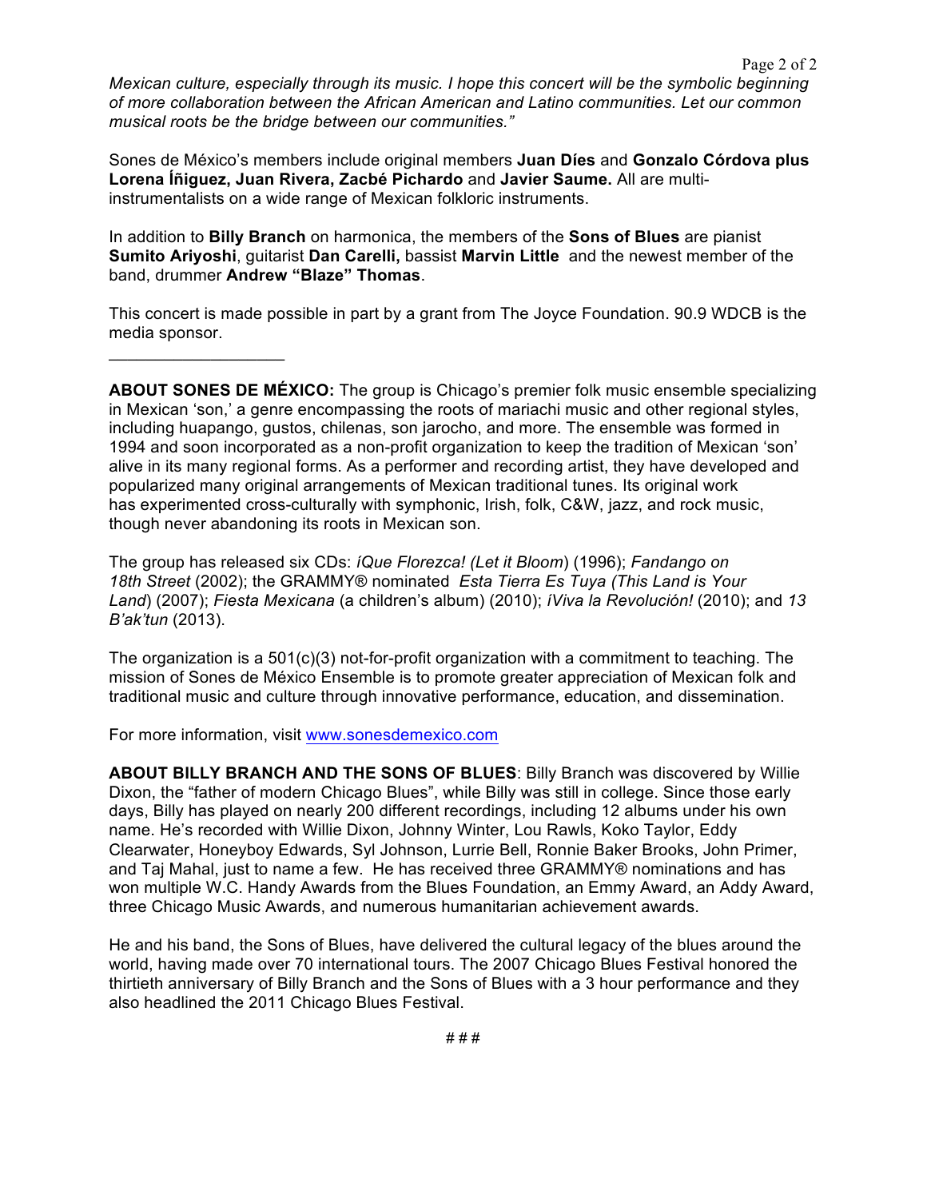*Mexican culture, especially through its music. I hope this concert will be the symbolic beginning of more collaboration between the African American and Latino communities. Let our common musical roots be the bridge between our communities."*

Sones de México's members include original members **Juan Díes** and **Gonzalo Córdova plus Lorena Íñiguez, Juan Rivera, Zacbé Pichardo** and **Javier Saume.** All are multi-instrumentalists on a wide range of Mexican folkloric instruments.

In addition to **Billy Branch** on harmonica, the members of the **Sons of Blues** are pianist **Sumito Ariyoshi**, guitarist **Dan Carelli,** bassist **Marvin Little** and the newest member of the band, drummer **Andrew "Blaze" Thomas**.

This concert is made possible in part by a grant from The Joyce Foundation. 90.9 WDCB is the media sponsor.

___________________

**ABOUT SONES DE MÉXICO:** The group is Chicago's premier folk music ensemble specializing in Mexican 'son,' a genre encompassing the roots of mariachi music and other regional styles, including huapango, gustos, chilenas, son jarocho, and more. The ensemble was formed in 1994 and soon incorporated as a non-profit organization to keep the tradition of Mexican 'son' alive in its many regional forms. As a performer and recording artist, they have developed and popularized many original arrangements of Mexican traditional tunes. Its original work has experimented cross-culturally with symphonic, Irish, folk, C&W, jazz, and rock music, though never abandoning its roots in Mexican son.

The group has released six CDs: *¡Que Florezca! (Let it Bloom*) (1996); *Fandango on 18th Street* (2002); the GRAMMY® nominated *Esta Tierra Es Tuya (This Land is Your Land*) (2007); *Fiesta Mexicana* (a children's album) (2010); *¡Viva la Revolución!* (2010); and *13 B'ak'tun* (2013).

The organization is a 501(c)(3) not-for-profit organization with a commitment to teaching. The mission of Sones de México Ensemble is to promote greater appreciation of Mexican folk and traditional music and culture through innovative performance, education, and dissemination.

For more information, visit www.sonesdemexico.com

**ABOUT BILLY BRANCH AND THE SONS OF BLUES**: Billy Branch was discovered by Willie Dixon, the "father of modern Chicago Blues", while Billy was still in college. Since those early days, Billy has played on nearly 200 different recordings, including 12 albums under his own name. He's recorded with Willie Dixon, Johnny Winter, Lou Rawls, Koko Taylor, Eddy Clearwater, Honeyboy Edwards, Syl Johnson, Lurrie Bell, Ronnie Baker Brooks, John Primer, and Taj Mahal, just to name a few. He has received three GRAMMY® nominations and has won multiple W.C. Handy Awards from the Blues Foundation, an Emmy Award, an Addy Award, three Chicago Music Awards, and numerous humanitarian achievement awards.

He and his band, the Sons of Blues, have delivered the cultural legacy of the blues around the world, having made over 70 international tours. The 2007 Chicago Blues Festival honored the thirtieth anniversary of Billy Branch and the Sons of Blues with a 3 hour performance and they also headlined the 2011 Chicago Blues Festival.

# # #